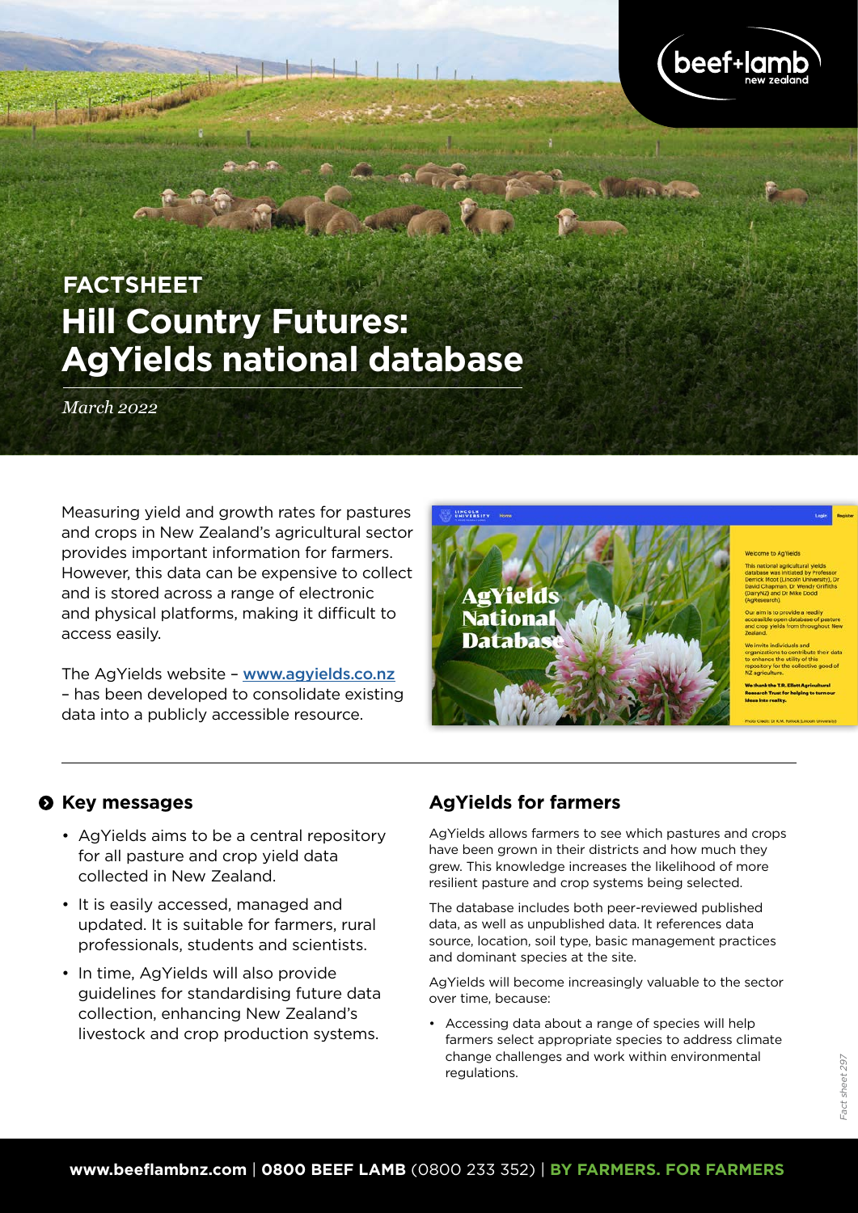# FACTSHEET

# Hill Country Futures: AgYields national database

*March 2022*

Measuring yield and growth rates for pastures and crops in New Zealand's agricultural sector provides important information for farmers. However, this data can be expensive to collect and is stored across a range of electronic and physical platforms, making it difficult to access easily.

The AgYields website – **www.agyields.co.nz** – has been developed to consolidate existing data into a publicly accessible resource.

## Key messages

- AgYields aims to be a central repository for all pasture and crop yield data collected in New Zealand.
- It is easily accessed, managed and updated. It is suitable for farmers, rural professionals, students and scientists.
- In time, AgYields will also provide guidelines for standardising future data collection, enhancing New Zealand's livestock and crop production systems.

## AgYields for farmers

AgYields allows farmers to see which pastures and crops have been grown in their districts and how much they grew. This knowledge increases the likelihood of more resilient pasture and crop systems being selected.

The database includes both peer-reviewed published data, as well as unpublished data. It references data source, location, soil type, basic management practices and dominant species at the site.

AgYields will become increasingly valuable to the sector over time, because:

- Accessing data about a range of species will help farmers select appropriate species to address climate change challenges and work within environmental regulations.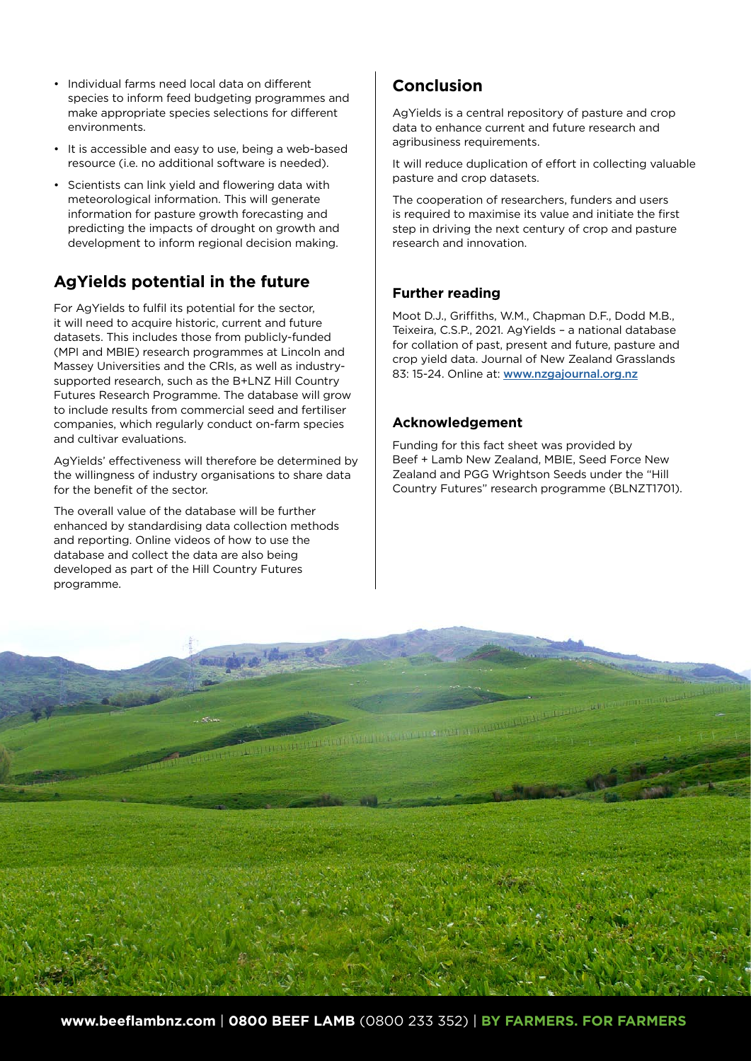- Individual farms need local data on different species to inform feed budgeting programmes and make appropriate species selections for different environments.
- It is accessible and easy to use, being a web-based resource (i.e. no additional software is needed).
- Scientists can link yield and flowering data with meteorological information. This will generate information for pasture growth forecasting and predicting the impacts of drought on growth and development to inform regional decision making.

## AgYields potential in the future

For AgYields to fulfil its potential for the sector, it will need to acquire historic, current and future datasets. This includes those from publicly-funded (MPI and MBIE) research programmes at Lincoln and Massey Universities and the CRIs, as well as industry-supported research, such as the B+LNZ Hill Country Futures Research Programme. The database will grow to include results from commercial seed and fertiliser companies, which regularly conduct on-farm species and cultivar evaluations.

AgYields' effectiveness will therefore be determined by the willingness of industry organisations to share data for the benefit of the sector.

The overall value of the database will be further enhanced by standardising data collection methods and reporting. Online videos of how to use the database and collect the data are also being developed as part of the Hill Country Futures programme.

## Conclusion

AgYields is a central repository of pasture and crop data to enhance current and future research and agribusiness requirements.

It will reduce duplication of effort in collecting valuable pasture and crop datasets.

The cooperation of researchers, funders and users is required to maximise its value and initiate the first step in driving the next century of crop and pasture research and innovation.

### Further reading

Moot D.J., Griffiths, W.M., Chapman D.F., Dodd M.B., Teixeira, C.S.P., 2021. AgYields – a national database for collation of past, present and future, pasture and crop yield data. Journal of New Zealand Grasslands 83: 15-24. Online at: www.nzgajournal.org.nz

### Acknowledgement

Funding for this fact sheet was provided by Beef + Lamb New Zealand, MBIE, Seed Force New Zealand and PGG Wrightson Seeds under the "Hill Country Futures" research programme (BLNZT1701).

**www.beeflambnz.com** | **0800 BEEF LAMB** (0800 233 352) | **BY FARMERS. FOR FARMERS**